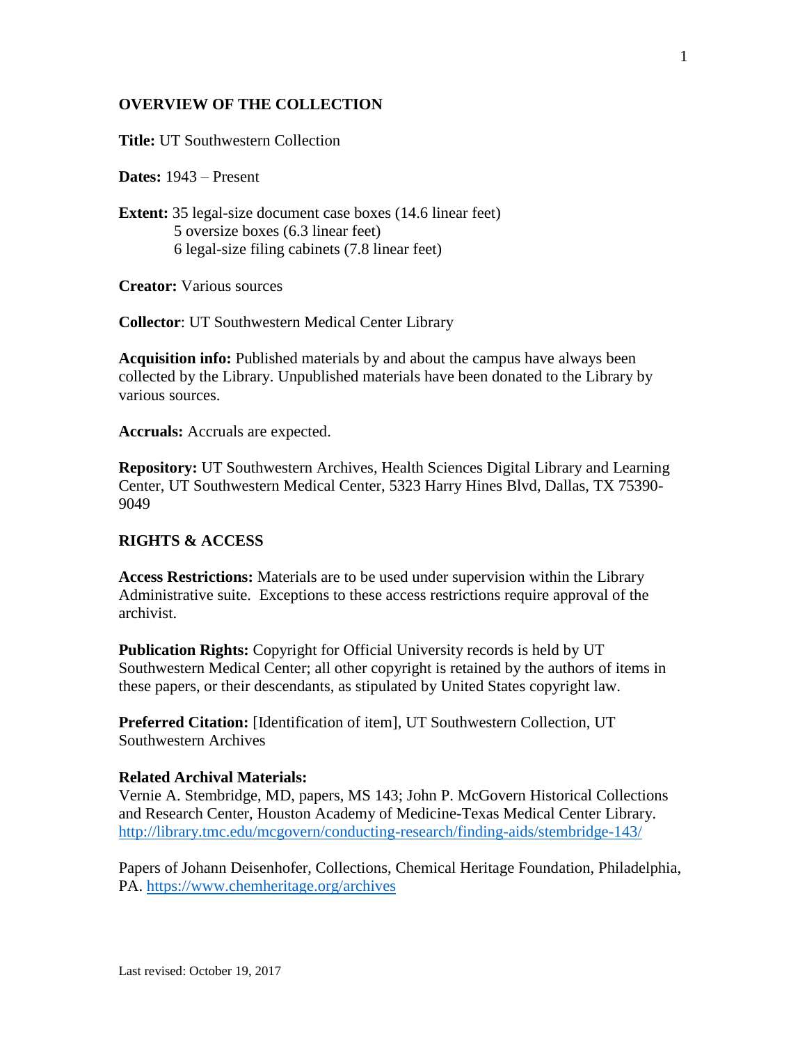## OVERVIEW OF THE COLLECTION

**Title:** UT Southwestern Collection

**Dates:** 1943 – Present

**Extent:** 35 legal-size document case boxes (14.6 linear feet)
5 oversize boxes (6.3 linear feet)
6 legal-size filing cabinets (7.8 linear feet)

**Creator:** Various sources

**Collector**: UT Southwestern Medical Center Library

**Acquisition info:** Published materials by and about the campus have always been collected by the Library. Unpublished materials have been donated to the Library by various sources.

**Accruals:** Accruals are expected.

**Repository:** UT Southwestern Archives, Health Sciences Digital Library and Learning Center, UT Southwestern Medical Center, 5323 Harry Hines Blvd, Dallas, TX 75390-9049

## RIGHTS & ACCESS

**Access Restrictions:** Materials are to be used under supervision within the Library Administrative suite. Exceptions to these access restrictions require approval of the archivist.

**Publication Rights:** Copyright for Official University records is held by UT Southwestern Medical Center; all other copyright is retained by the authors of items in these papers, or their descendants, as stipulated by United States copyright law.

**Preferred Citation:** [Identification of item], UT Southwestern Collection, UT Southwestern Archives

**Related Archival Materials:**
Vernie A. Stembridge, MD, papers, MS 143; John P. McGovern Historical Collections and Research Center, Houston Academy of Medicine-Texas Medical Center Library. http://library.tmc.edu/mcgovern/conducting-research/finding-aids/stembridge-143/

Papers of Johann Deisenhofer, Collections, Chemical Heritage Foundation, Philadelphia, PA. https://www.chemheritage.org/archives

Last revised: October 19, 2017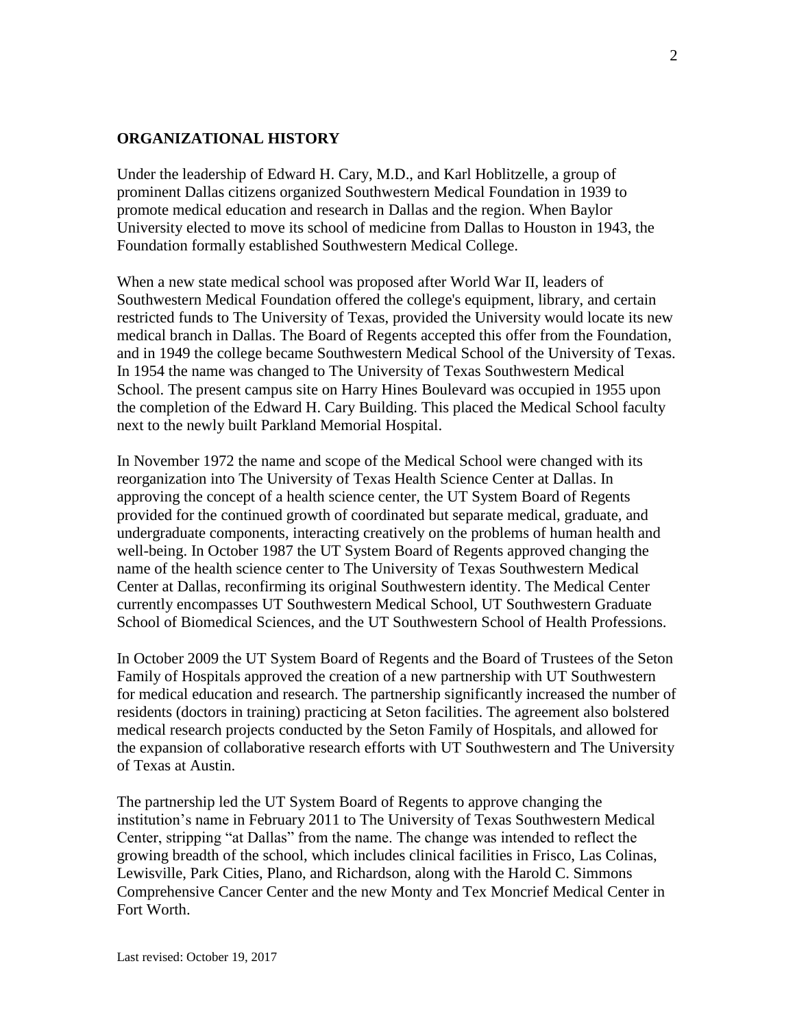## ORGANIZATIONAL HISTORY

Under the leadership of Edward H. Cary, M.D., and Karl Hoblitzelle, a group of prominent Dallas citizens organized Southwestern Medical Foundation in 1939 to promote medical education and research in Dallas and the region. When Baylor University elected to move its school of medicine from Dallas to Houston in 1943, the Foundation formally established Southwestern Medical College.

When a new state medical school was proposed after World War II, leaders of Southwestern Medical Foundation offered the college's equipment, library, and certain restricted funds to The University of Texas, provided the University would locate its new medical branch in Dallas. The Board of Regents accepted this offer from the Foundation, and in 1949 the college became Southwestern Medical School of the University of Texas. In 1954 the name was changed to The University of Texas Southwestern Medical School. The present campus site on Harry Hines Boulevard was occupied in 1955 upon the completion of the Edward H. Cary Building. This placed the Medical School faculty next to the newly built Parkland Memorial Hospital.

In November 1972 the name and scope of the Medical School were changed with its reorganization into The University of Texas Health Science Center at Dallas. In approving the concept of a health science center, the UT System Board of Regents provided for the continued growth of coordinated but separate medical, graduate, and undergraduate components, interacting creatively on the problems of human health and well-being. In October 1987 the UT System Board of Regents approved changing the name of the health science center to The University of Texas Southwestern Medical Center at Dallas, reconfirming its original Southwestern identity. The Medical Center currently encompasses UT Southwestern Medical School, UT Southwestern Graduate School of Biomedical Sciences, and the UT Southwestern School of Health Professions.

In October 2009 the UT System Board of Regents and the Board of Trustees of the Seton Family of Hospitals approved the creation of a new partnership with UT Southwestern for medical education and research. The partnership significantly increased the number of residents (doctors in training) practicing at Seton facilities. The agreement also bolstered medical research projects conducted by the Seton Family of Hospitals, and allowed for the expansion of collaborative research efforts with UT Southwestern and The University of Texas at Austin.

The partnership led the UT System Board of Regents to approve changing the institution's name in February 2011 to The University of Texas Southwestern Medical Center, stripping "at Dallas" from the name. The change was intended to reflect the growing breadth of the school, which includes clinical facilities in Frisco, Las Colinas, Lewisville, Park Cities, Plano, and Richardson, along with the Harold C. Simmons Comprehensive Cancer Center and the new Monty and Tex Moncrief Medical Center in Fort Worth.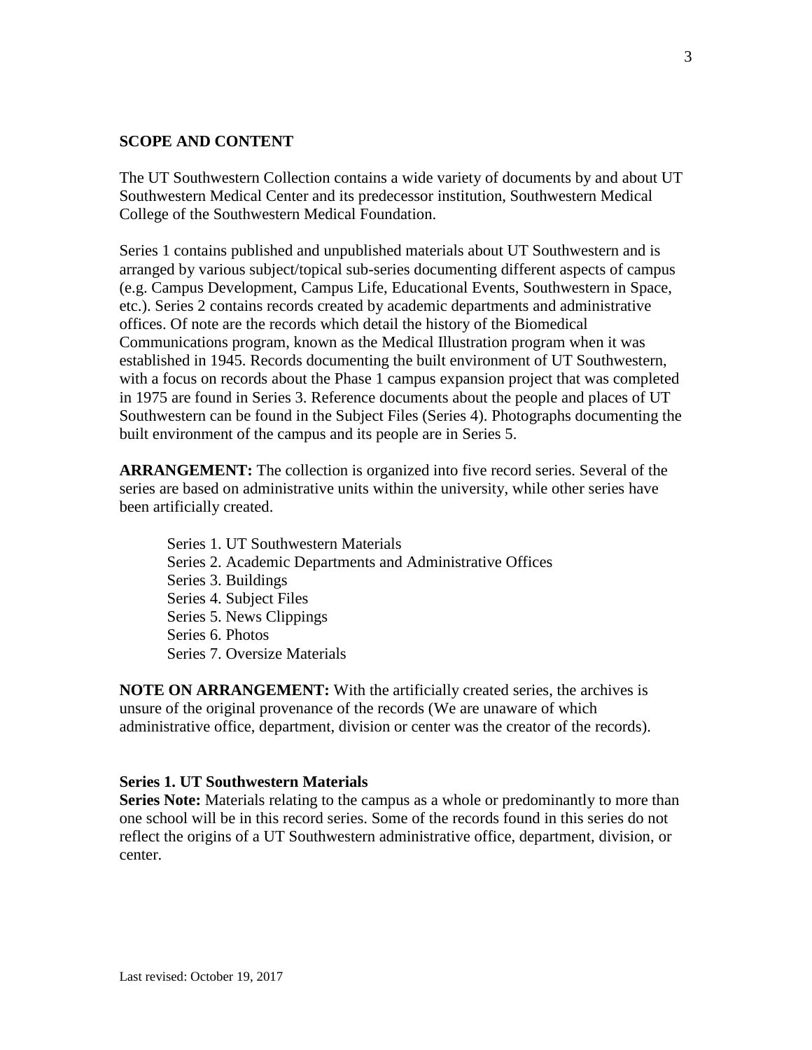**SCOPE AND CONTENT**

The UT Southwestern Collection contains a wide variety of documents by and about UT Southwestern Medical Center and its predecessor institution, Southwestern Medical College of the Southwestern Medical Foundation.

Series 1 contains published and unpublished materials about UT Southwestern and is arranged by various subject/topical sub-series documenting different aspects of campus (e.g. Campus Development, Campus Life, Educational Events, Southwestern in Space, etc.). Series 2 contains records created by academic departments and administrative offices. Of note are the records which detail the history of the Biomedical Communications program, known as the Medical Illustration program when it was established in 1945. Records documenting the built environment of UT Southwestern, with a focus on records about the Phase 1 campus expansion project that was completed in 1975 are found in Series 3. Reference documents about the people and places of UT Southwestern can be found in the Subject Files (Series 4). Photographs documenting the built environment of the campus and its people are in Series 5.

**ARRANGEMENT:** The collection is organized into five record series. Several of the series are based on administrative units within the university, while other series have been artificially created.

- Series 1. UT Southwestern Materials
- Series 2. Academic Departments and Administrative Offices
- Series 3. Buildings
- Series 4. Subject Files
- Series 5. News Clippings
- Series 6. Photos
- Series 7. Oversize Materials

**NOTE ON ARRANGEMENT:** With the artificially created series, the archives is unsure of the original provenance of the records (We are unaware of which administrative office, department, division or center was the creator of the records).

**Series 1. UT Southwestern Materials**
**Series Note:** Materials relating to the campus as a whole or predominantly to more than one school will be in this record series. Some of the records found in this series do not reflect the origins of a UT Southwestern administrative office, department, division, or center.

Last revised: October 19, 2017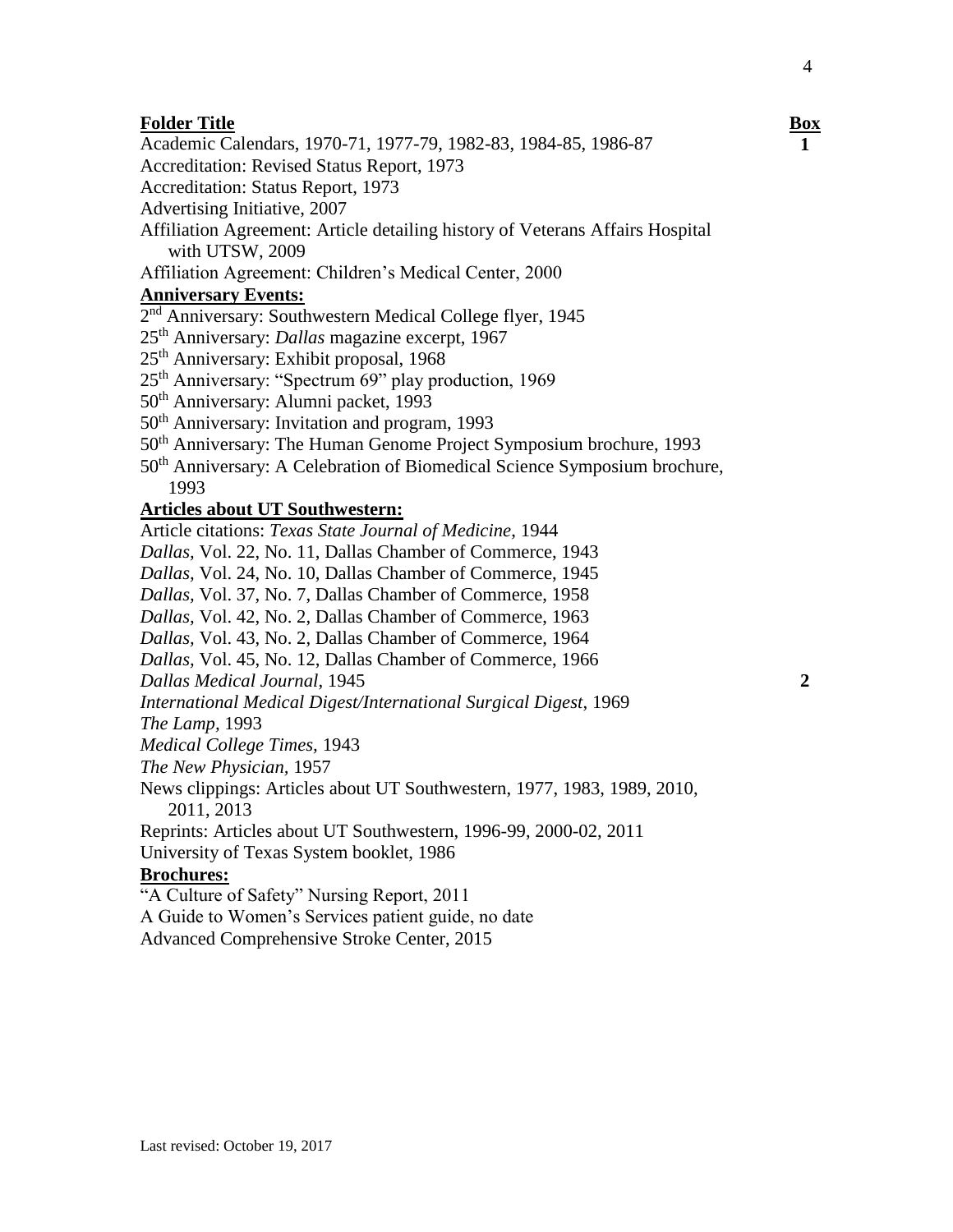| **Folder Title** | **Box** |
|---|---|
| Academic Calendars, 1970-71, 1977-79, 1982-83, 1984-85, 1986-87 | **1** |
| Accreditation: Revised Status Report, 1973 | |
| Accreditation: Status Report, 1973 | |
| Advertising Initiative, 2007 | |
| Affiliation Agreement: Article detailing history of Veterans Affairs Hospital with UTSW, 2009 | |
| Affiliation Agreement: Children's Medical Center, 2000 | |
| **Anniversary Events:** | |
| 2nd Anniversary: Southwestern Medical College flyer, 1945 | |
| 25th Anniversary: *Dallas* magazine excerpt, 1967 | |
| 25th Anniversary: Exhibit proposal, 1968 | |
| 25th Anniversary: "Spectrum 69" play production, 1969 | |
| 50th Anniversary: Alumni packet, 1993 | |
| 50th Anniversary: Invitation and program, 1993 | |
| 50th Anniversary: The Human Genome Project Symposium brochure, 1993 | |
| 50th Anniversary: A Celebration of Biomedical Science Symposium brochure, 1993 | |
| **Articles about UT Southwestern:** | |
| Article citations: *Texas State Journal of Medicine*, 1944 | |
| *Dallas,* Vol. 22, No. 11, Dallas Chamber of Commerce, 1943 | |
| *Dallas,* Vol. 24, No. 10, Dallas Chamber of Commerce, 1945 | |
| *Dallas,* Vol. 37, No. 7, Dallas Chamber of Commerce, 1958 | |
| *Dallas,* Vol. 42, No. 2, Dallas Chamber of Commerce, 1963 | |
| *Dallas,* Vol. 43, No. 2, Dallas Chamber of Commerce, 1964 | |
| *Dallas,* Vol. 45, No. 12, Dallas Chamber of Commerce, 1966 | |
| *Dallas Medical Journal*, 1945 | **2** |
| *International Medical Digest/International Surgical Digest*, 1969 | |
| *The Lamp,* 1993 | |
| *Medical College Times,* 1943 | |
| *The New Physician,* 1957 | |
| News clippings: Articles about UT Southwestern, 1977, 1983, 1989, 2010, 2011, 2013 | |
| Reprints: Articles about UT Southwestern, 1996-99, 2000-02, 2011 | |
| University of Texas System booklet, 1986 | |
| **Brochures:** | |
| "A Culture of Safety" Nursing Report, 2011 | |
| A Guide to Women's Services patient guide, no date | |
| Advanced Comprehensive Stroke Center, 2015 | |

Last revised: October 19, 2017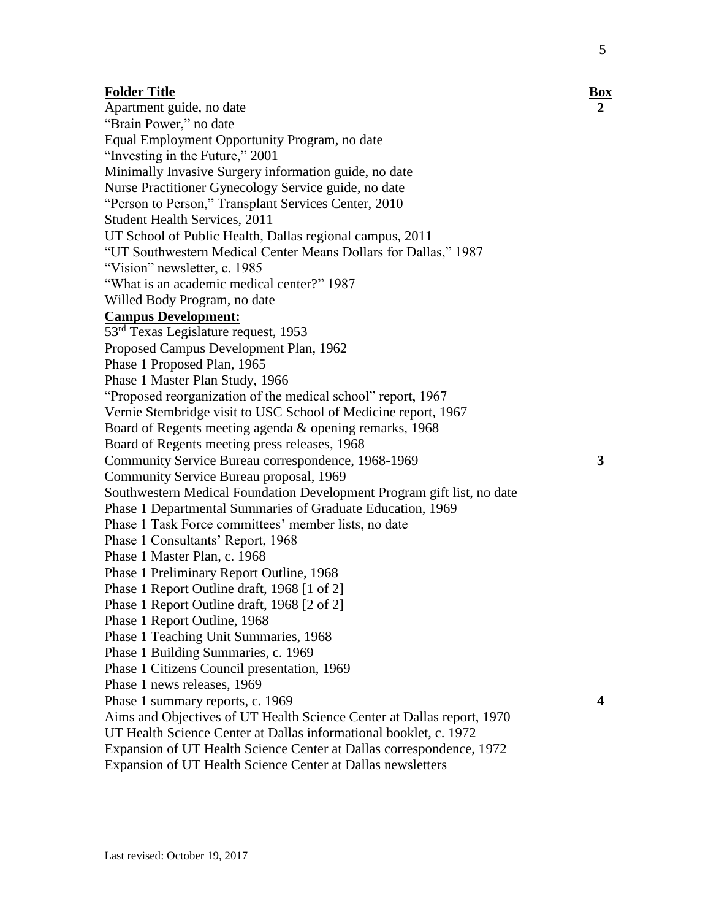| Folder Title | Box |
|---|---|
| Apartment guide, no date | 2 |
| "Brain Power," no date | |
| Equal Employment Opportunity Program, no date | |
| "Investing in the Future," 2001 | |
| Minimally Invasive Surgery information guide, no date | |
| Nurse Practitioner Gynecology Service guide, no date | |
| "Person to Person," Transplant Services Center, 2010 | |
| Student Health Services, 2011 | |
| UT School of Public Health, Dallas regional campus, 2011 | |
| "UT Southwestern Medical Center Means Dollars for Dallas," 1987 | |
| "Vision" newsletter, c. 1985 | |
| "What is an academic medical center?" 1987 | |
| Willed Body Program, no date | |
| **Campus Development:** | |
| 53rd Texas Legislature request, 1953 | |
| Proposed Campus Development Plan, 1962 | |
| Phase 1 Proposed Plan, 1965 | |
| Phase 1 Master Plan Study, 1966 | |
| "Proposed reorganization of the medical school" report, 1967 | |
| Vernie Stembridge visit to USC School of Medicine report, 1967 | |
| Board of Regents meeting agenda & opening remarks, 1968 | |
| Board of Regents meeting press releases, 1968 | |
| Community Service Bureau correspondence, 1968-1969 | 3 |
| Community Service Bureau proposal, 1969 | |
| Southwestern Medical Foundation Development Program gift list, no date | |
| Phase 1 Departmental Summaries of Graduate Education, 1969 | |
| Phase 1 Task Force committees' member lists, no date | |
| Phase 1 Consultants' Report, 1968 | |
| Phase 1 Master Plan, c. 1968 | |
| Phase 1 Preliminary Report Outline, 1968 | |
| Phase 1 Report Outline draft, 1968 [1 of 2] | |
| Phase 1 Report Outline draft, 1968 [2 of 2] | |
| Phase 1 Report Outline, 1968 | |
| Phase 1 Teaching Unit Summaries, 1968 | |
| Phase 1 Building Summaries, c. 1969 | |
| Phase 1 Citizens Council presentation, 1969 | |
| Phase 1 news releases, 1969 | |
| Phase 1 summary reports, c. 1969 | 4 |
| Aims and Objectives of UT Health Science Center at Dallas report, 1970 | |
| UT Health Science Center at Dallas informational booklet, c. 1972 | |
| Expansion of UT Health Science Center at Dallas correspondence, 1972 | |
| Expansion of UT Health Science Center at Dallas newsletters | |

Last revised: October 19, 2017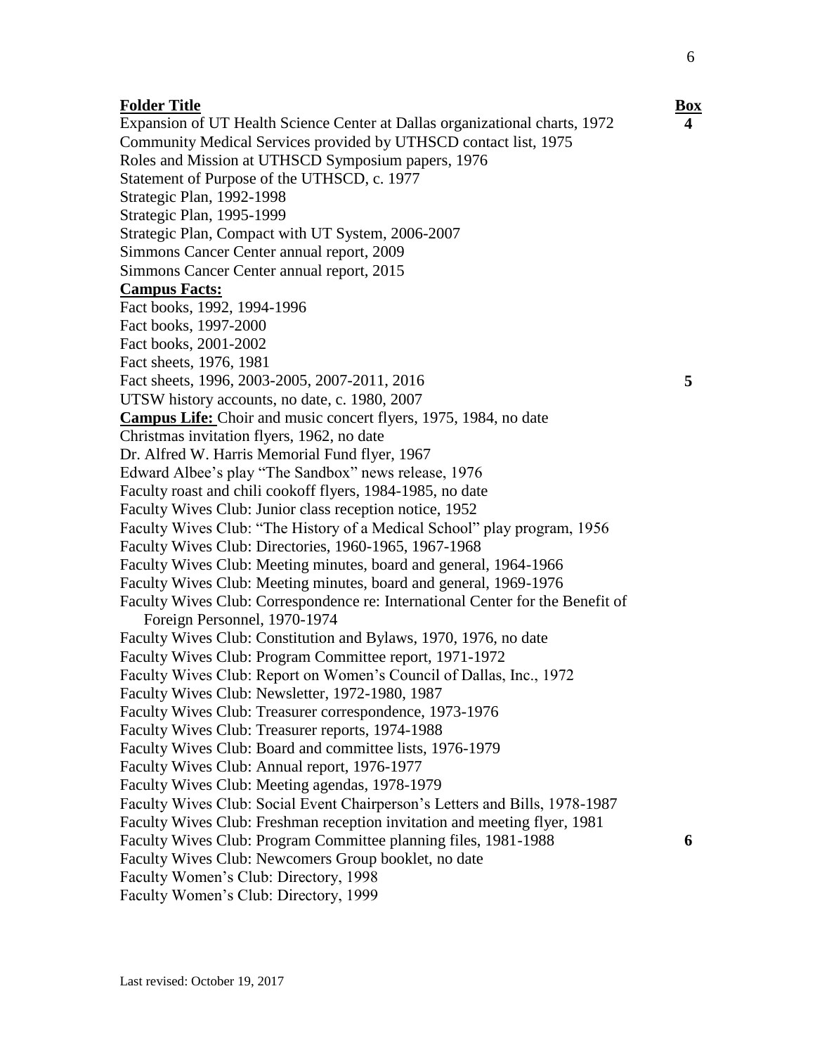| **Folder Title** | **Box** |
|---|---|
| Expansion of UT Health Science Center at Dallas organizational charts, 1972 | **4** |
| Community Medical Services provided by UTHSCD contact list, 1975 | |
| Roles and Mission at UTHSCD Symposium papers, 1976 | |
| Statement of Purpose of the UTHSCD, c. 1977 | |
| Strategic Plan, 1992-1998 | |
| Strategic Plan, 1995-1999 | |
| Strategic Plan, Compact with UT System, 2006-2007 | |
| Simmons Cancer Center annual report, 2009 | |
| Simmons Cancer Center annual report, 2015 | |
| **Campus Facts:** | |
| Fact books, 1992, 1994-1996 | |
| Fact books, 1997-2000 | |
| Fact books, 2001-2002 | |
| Fact sheets, 1976, 1981 | |
| Fact sheets, 1996, 2003-2005, 2007-2011, 2016 | **5** |
| UTSW history accounts, no date, c. 1980, 2007 | |
| **Campus Life:** Choir and music concert flyers, 1975, 1984, no date | |
| Christmas invitation flyers, 1962, no date | |
| Dr. Alfred W. Harris Memorial Fund flyer, 1967 | |
| Edward Albee's play "The Sandbox" news release, 1976 | |
| Faculty roast and chili cookoff flyers, 1984-1985, no date | |
| Faculty Wives Club: Junior class reception notice, 1952 | |
| Faculty Wives Club: "The History of a Medical School" play program, 1956 | |
| Faculty Wives Club: Directories, 1960-1965, 1967-1968 | |
| Faculty Wives Club: Meeting minutes, board and general, 1964-1966 | |
| Faculty Wives Club: Meeting minutes, board and general, 1969-1976 | |
| Faculty Wives Club: Correspondence re: International Center for the Benefit of Foreign Personnel, 1970-1974 | |
| Faculty Wives Club: Constitution and Bylaws, 1970, 1976, no date | |
| Faculty Wives Club: Program Committee report, 1971-1972 | |
| Faculty Wives Club: Report on Women's Council of Dallas, Inc., 1972 | |
| Faculty Wives Club: Newsletter, 1972-1980, 1987 | |
| Faculty Wives Club: Treasurer correspondence, 1973-1976 | |
| Faculty Wives Club: Treasurer reports, 1974-1988 | |
| Faculty Wives Club: Board and committee lists, 1976-1979 | |
| Faculty Wives Club: Annual report, 1976-1977 | |
| Faculty Wives Club: Meeting agendas, 1978-1979 | |
| Faculty Wives Club: Social Event Chairperson's Letters and Bills, 1978-1987 | |
| Faculty Wives Club: Freshman reception invitation and meeting flyer, 1981 | |
| Faculty Wives Club: Program Committee planning files, 1981-1988 | **6** |
| Faculty Wives Club: Newcomers Group booklet, no date | |
| Faculty Women's Club: Directory, 1998 | |
| Faculty Women's Club: Directory, 1999 | |

Last revised: October 19, 2017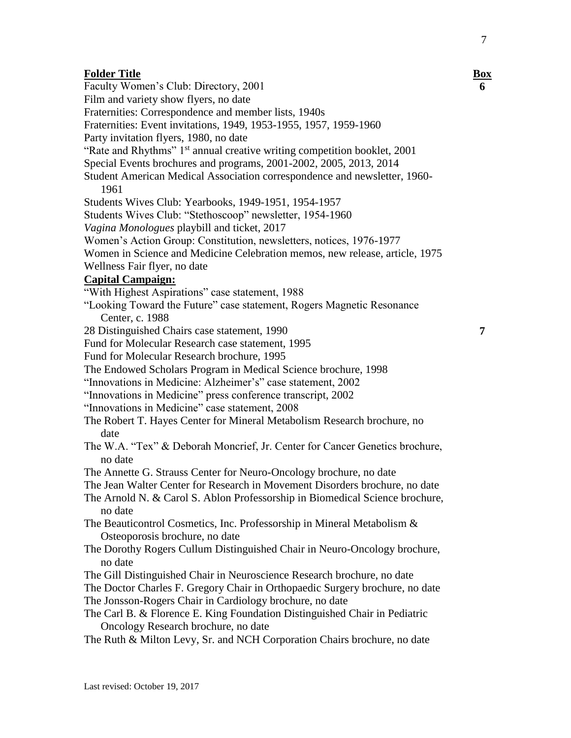| **Folder Title** | **Box** |
|---|---|
| Faculty Women's Club: Directory, 2001 | **6** |
| Film and variety show flyers, no date | |
| Fraternities: Correspondence and member lists, 1940s | |
| Fraternities: Event invitations, 1949, 1953-1955, 1957, 1959-1960 | |
| Party invitation flyers, 1980, no date | |
| "Rate and Rhythms" 1st annual creative writing competition booklet, 2001 | |
| Special Events brochures and programs, 2001-2002, 2005, 2013, 2014 | |
| Student American Medical Association correspondence and newsletter, 1960-1961 | |
| Students Wives Club: Yearbooks, 1949-1951, 1954-1957 | |
| Students Wives Club: "Stethoscoop" newsletter, 1954-1960 | |
| *Vagina Monologues* playbill and ticket, 2017 | |
| Women's Action Group: Constitution, newsletters, notices, 1976-1977 | |
| Women in Science and Medicine Celebration memos, new release, article, 1975 | |
| Wellness Fair flyer, no date | |
| **Capital Campaign:** | |
| "With Highest Aspirations" case statement, 1988 | |
| "Looking Toward the Future" case statement, Rogers Magnetic Resonance Center, c. 1988 | |
| 28 Distinguished Chairs case statement, 1990 | **7** |
| Fund for Molecular Research case statement, 1995 | |
| Fund for Molecular Research brochure, 1995 | |
| The Endowed Scholars Program in Medical Science brochure, 1998 | |
| "Innovations in Medicine: Alzheimer's" case statement, 2002 | |
| "Innovations in Medicine" press conference transcript, 2002 | |
| "Innovations in Medicine" case statement, 2008 | |
| The Robert T. Hayes Center for Mineral Metabolism Research brochure, no date | |
| The W.A. "Tex" & Deborah Moncrief, Jr. Center for Cancer Genetics brochure, no date | |
| The Annette G. Strauss Center for Neuro-Oncology brochure, no date | |
| The Jean Walter Center for Research in Movement Disorders brochure, no date | |
| The Arnold N. & Carol S. Ablon Professorship in Biomedical Science brochure, no date | |
| The Beauticontrol Cosmetics, Inc. Professorship in Mineral Metabolism & Osteoporosis brochure, no date | |
| The Dorothy Rogers Cullum Distinguished Chair in Neuro-Oncology brochure, no date | |
| The Gill Distinguished Chair in Neuroscience Research brochure, no date | |
| The Doctor Charles F. Gregory Chair in Orthopaedic Surgery brochure, no date | |
| The Jonsson-Rogers Chair in Cardiology brochure, no date | |
| The Carl B. & Florence E. King Foundation Distinguished Chair in Pediatric Oncology Research brochure, no date | |
| The Ruth & Milton Levy, Sr. and NCH Corporation Chairs brochure, no date | |

Last revised: October 19, 2017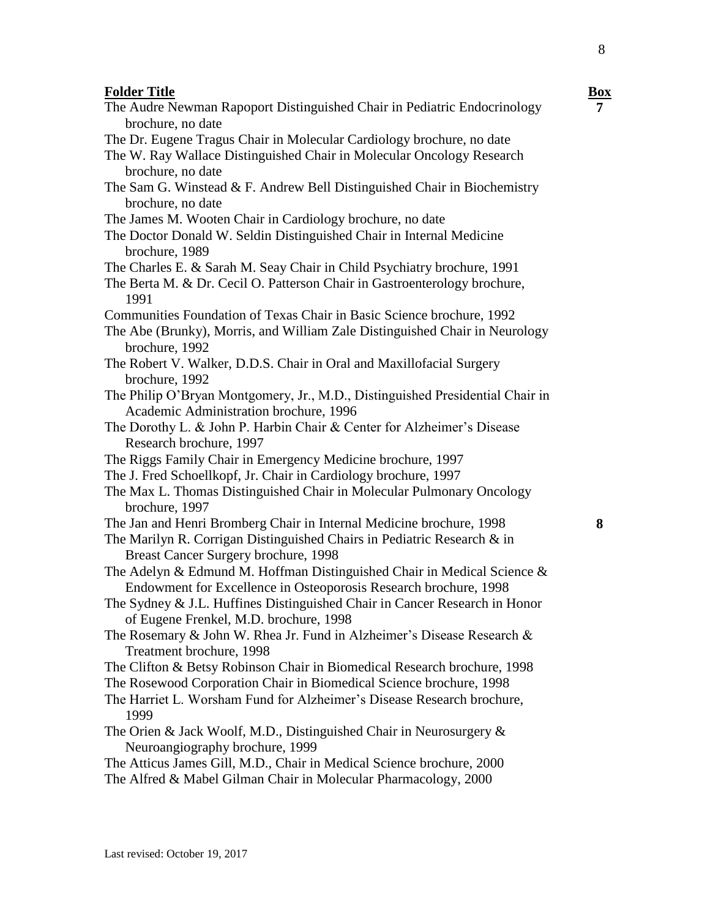| Folder Title | Box |
|---|---|
| The Audre Newman Rapoport Distinguished Chair in Pediatric Endocrinology brochure, no date | 7 |
| The Dr. Eugene Tragus Chair in Molecular Cardiology brochure, no date | |
| The W. Ray Wallace Distinguished Chair in Molecular Oncology Research brochure, no date | |
| The Sam G. Winstead & F. Andrew Bell Distinguished Chair in Biochemistry brochure, no date | |
| The James M. Wooten Chair in Cardiology brochure, no date | |
| The Doctor Donald W. Seldin Distinguished Chair in Internal Medicine brochure, 1989 | |
| The Charles E. & Sarah M. Seay Chair in Child Psychiatry brochure, 1991 | |
| The Berta M. & Dr. Cecil O. Patterson Chair in Gastroenterology brochure, 1991 | |
| Communities Foundation of Texas Chair in Basic Science brochure, 1992 | |
| The Abe (Brunky), Morris, and William Zale Distinguished Chair in Neurology brochure, 1992 | |
| The Robert V. Walker, D.D.S. Chair in Oral and Maxillofacial Surgery brochure, 1992 | |
| The Philip O'Bryan Montgomery, Jr., M.D., Distinguished Presidential Chair in Academic Administration brochure, 1996 | |
| The Dorothy L. & John P. Harbin Chair & Center for Alzheimer's Disease Research brochure, 1997 | |
| The Riggs Family Chair in Emergency Medicine brochure, 1997 | |
| The J. Fred Schoellkopf, Jr. Chair in Cardiology brochure, 1997 | |
| The Max L. Thomas Distinguished Chair in Molecular Pulmonary Oncology brochure, 1997 | |
| The Jan and Henri Bromberg Chair in Internal Medicine brochure, 1998 | 8 |
| The Marilyn R. Corrigan Distinguished Chairs in Pediatric Research & in Breast Cancer Surgery brochure, 1998 | |
| The Adelyn & Edmund M. Hoffman Distinguished Chair in Medical Science & Endowment for Excellence in Osteoporosis Research brochure, 1998 | |
| The Sydney & J.L. Huffines Distinguished Chair in Cancer Research in Honor of Eugene Frenkel, M.D. brochure, 1998 | |
| The Rosemary & John W. Rhea Jr. Fund in Alzheimer's Disease Research & Treatment brochure, 1998 | |
| The Clifton & Betsy Robinson Chair in Biomedical Research brochure, 1998 | |
| The Rosewood Corporation Chair in Biomedical Science brochure, 1998 | |
| The Harriet L. Worsham Fund for Alzheimer's Disease Research brochure, 1999 | |
| The Orien & Jack Woolf, M.D., Distinguished Chair in Neurosurgery & Neuroangiography brochure, 1999 | |
| The Atticus James Gill, M.D., Chair in Medical Science brochure, 2000 | |
| The Alfred & Mabel Gilman Chair in Molecular Pharmacology, 2000 | |

Last revised: October 19, 2017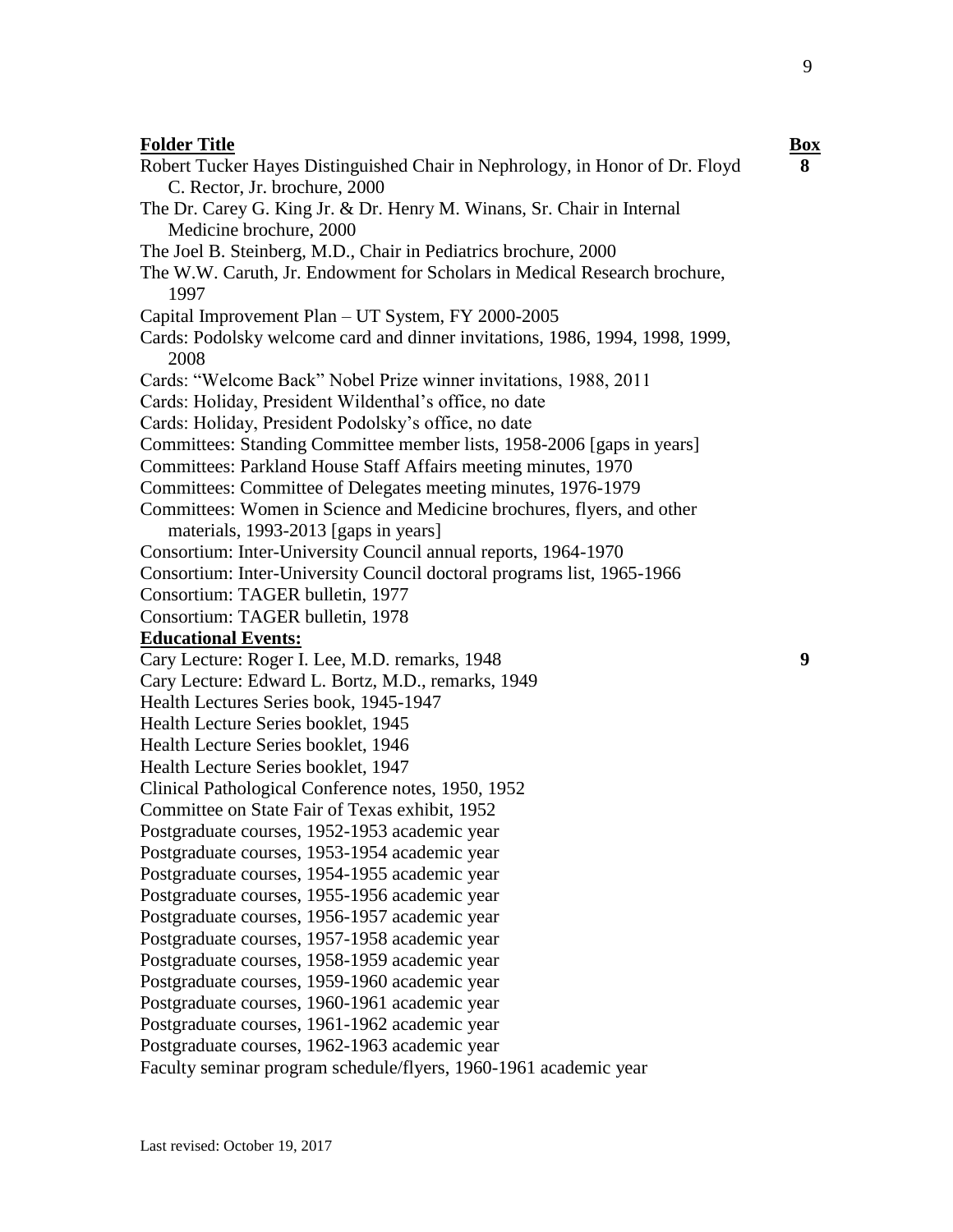| **Folder Title** | **Box** |
|---|---|
| Robert Tucker Hayes Distinguished Chair in Nephrology, in Honor of Dr. Floyd C. Rector, Jr. brochure, 2000 | **8** |
| The Dr. Carey G. King Jr. & Dr. Henry M. Winans, Sr. Chair in Internal Medicine brochure, 2000 | |
| The Joel B. Steinberg, M.D., Chair in Pediatrics brochure, 2000 | |
| The W.W. Caruth, Jr. Endowment for Scholars in Medical Research brochure, 1997 | |
| Capital Improvement Plan – UT System, FY 2000-2005 | |
| Cards: Podolsky welcome card and dinner invitations, 1986, 1994, 1998, 1999, 2008 | |
| Cards: "Welcome Back" Nobel Prize winner invitations, 1988, 2011 | |
| Cards: Holiday, President Wildenthal's office, no date | |
| Cards: Holiday, President Podolsky's office, no date | |
| Committees: Standing Committee member lists, 1958-2006 [gaps in years] | |
| Committees: Parkland House Staff Affairs meeting minutes, 1970 | |
| Committees: Committee of Delegates meeting minutes, 1976-1979 | |
| Committees: Women in Science and Medicine brochures, flyers, and other materials, 1993-2013 [gaps in years] | |
| Consortium: Inter-University Council annual reports, 1964-1970 | |
| Consortium: Inter-University Council doctoral programs list, 1965-1966 | |
| Consortium: TAGER bulletin, 1977 | |
| Consortium: TAGER bulletin, 1978 | |
| **Educational Events:** | |
| Cary Lecture: Roger I. Lee, M.D. remarks, 1948 | **9** |
| Cary Lecture: Edward L. Bortz, M.D., remarks, 1949 | |
| Health Lectures Series book, 1945-1947 | |
| Health Lecture Series booklet, 1945 | |
| Health Lecture Series booklet, 1946 | |
| Health Lecture Series booklet, 1947 | |
| Clinical Pathological Conference notes, 1950, 1952 | |
| Committee on State Fair of Texas exhibit, 1952 | |
| Postgraduate courses, 1952-1953 academic year | |
| Postgraduate courses, 1953-1954 academic year | |
| Postgraduate courses, 1954-1955 academic year | |
| Postgraduate courses, 1955-1956 academic year | |
| Postgraduate courses, 1956-1957 academic year | |
| Postgraduate courses, 1957-1958 academic year | |
| Postgraduate courses, 1958-1959 academic year | |
| Postgraduate courses, 1959-1960 academic year | |
| Postgraduate courses, 1960-1961 academic year | |
| Postgraduate courses, 1961-1962 academic year | |
| Postgraduate courses, 1962-1963 academic year | |
| Faculty seminar program schedule/flyers, 1960-1961 academic year | |

Last revised: October 19, 2017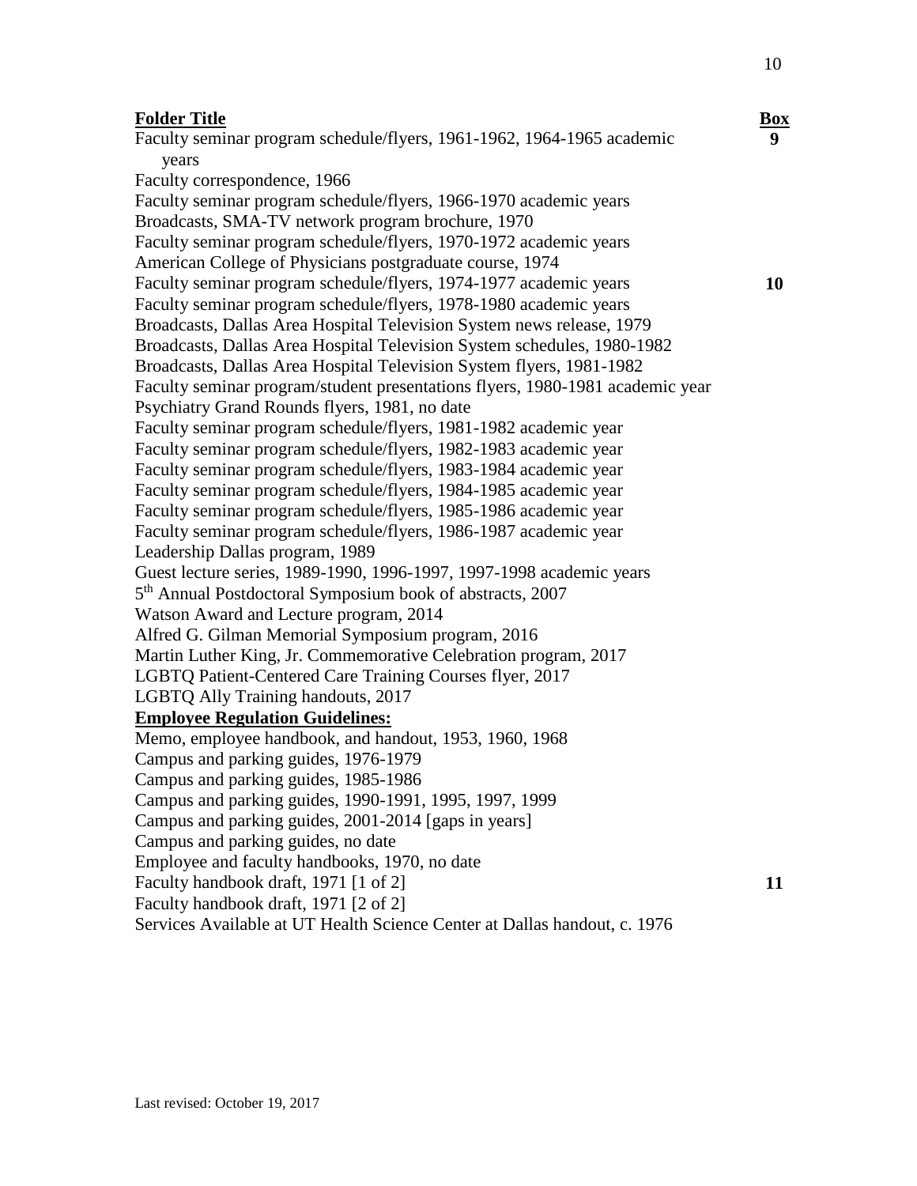| **Folder Title** | **Box** |
|---|---|
| Faculty seminar program schedule/flyers, 1961-1962, 1964-1965 academic years | **9** |
| Faculty correspondence, 1966 | |
| Faculty seminar program schedule/flyers, 1966-1970 academic years | |
| Broadcasts, SMA-TV network program brochure, 1970 | |
| Faculty seminar program schedule/flyers, 1970-1972 academic years | |
| American College of Physicians postgraduate course, 1974 | |
| Faculty seminar program schedule/flyers, 1974-1977 academic years | **10** |
| Faculty seminar program schedule/flyers, 1978-1980 academic years | |
| Broadcasts, Dallas Area Hospital Television System news release, 1979 | |
| Broadcasts, Dallas Area Hospital Television System schedules, 1980-1982 | |
| Broadcasts, Dallas Area Hospital Television System flyers, 1981-1982 | |
| Faculty seminar program/student presentations flyers, 1980-1981 academic year | |
| Psychiatry Grand Rounds flyers, 1981, no date | |
| Faculty seminar program schedule/flyers, 1981-1982 academic year | |
| Faculty seminar program schedule/flyers, 1982-1983 academic year | |
| Faculty seminar program schedule/flyers, 1983-1984 academic year | |
| Faculty seminar program schedule/flyers, 1984-1985 academic year | |
| Faculty seminar program schedule/flyers, 1985-1986 academic year | |
| Faculty seminar program schedule/flyers, 1986-1987 academic year | |
| Leadership Dallas program, 1989 | |
| Guest lecture series, 1989-1990, 1996-1997, 1997-1998 academic years | |
| 5th Annual Postdoctoral Symposium book of abstracts, 2007 | |
| Watson Award and Lecture program, 2014 | |
| Alfred G. Gilman Memorial Symposium program, 2016 | |
| Martin Luther King, Jr. Commemorative Celebration program, 2017 | |
| LGBTQ Patient-Centered Care Training Courses flyer, 2017 | |
| LGBTQ Ally Training handouts, 2017 | |
| **Employee Regulation Guidelines:** | |
| Memo, employee handbook, and handout, 1953, 1960, 1968 | |
| Campus and parking guides, 1976-1979 | |
| Campus and parking guides, 1985-1986 | |
| Campus and parking guides, 1990-1991, 1995, 1997, 1999 | |
| Campus and parking guides, 2001-2014 [gaps in years] | |
| Campus and parking guides, no date | |
| Employee and faculty handbooks, 1970, no date | |
| Faculty handbook draft, 1971 [1 of 2] | **11** |
| Faculty handbook draft, 1971 [2 of 2] | |
| Services Available at UT Health Science Center at Dallas handout, c. 1976 | |

Last revised: October 19, 2017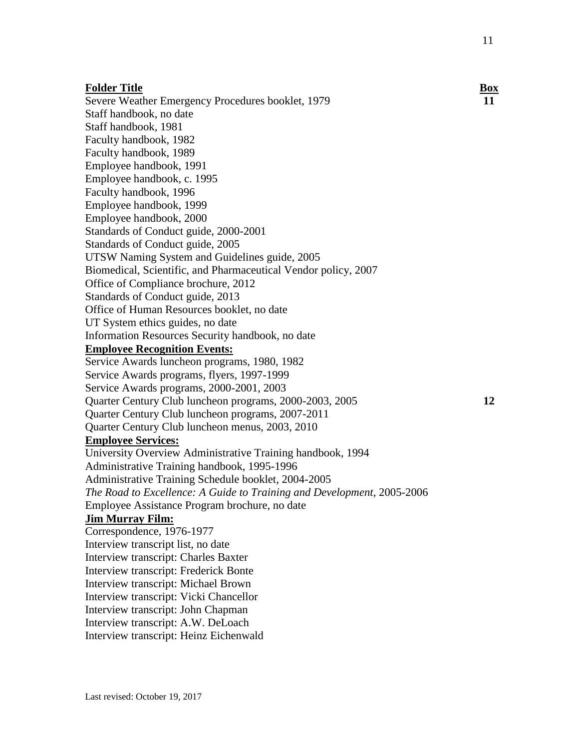| **Folder Title** | **Box** |
| --- | --- |
| Severe Weather Emergency Procedures booklet, 1979 | **11** |
| Staff handbook, no date | |
| Staff handbook, 1981 | |
| Faculty handbook, 1982 | |
| Faculty handbook, 1989 | |
| Employee handbook, 1991 | |
| Employee handbook, c. 1995 | |
| Faculty handbook, 1996 | |
| Employee handbook, 1999 | |
| Employee handbook, 2000 | |
| Standards of Conduct guide, 2000-2001 | |
| Standards of Conduct guide, 2005 | |
| UTSW Naming System and Guidelines guide, 2005 | |
| Biomedical, Scientific, and Pharmaceutical Vendor policy, 2007 | |
| Office of Compliance brochure, 2012 | |
| Standards of Conduct guide, 2013 | |
| Office of Human Resources booklet, no date | |
| UT System ethics guides, no date | |
| Information Resources Security handbook, no date | |
| **Employee Recognition Events:** | |
| Service Awards luncheon programs, 1980, 1982 | |
| Service Awards programs, flyers, 1997-1999 | |
| Service Awards programs, 2000-2001, 2003 | |
| Quarter Century Club luncheon programs, 2000-2003, 2005 | **12** |
| Quarter Century Club luncheon programs, 2007-2011 | |
| Quarter Century Club luncheon menus, 2003, 2010 | |
| **Employee Services:** | |
| University Overview Administrative Training handbook, 1994 | |
| Administrative Training handbook, 1995-1996 | |
| Administrative Training Schedule booklet, 2004-2005 | |
| *The Road to Excellence: A Guide to Training and Development*, 2005-2006 | |
| Employee Assistance Program brochure, no date | |
| **Jim Murray Film:** | |
| Correspondence, 1976-1977 | |
| Interview transcript list, no date | |
| Interview transcript: Charles Baxter | |
| Interview transcript: Frederick Bonte | |
| Interview transcript: Michael Brown | |
| Interview transcript: Vicki Chancellor | |
| Interview transcript: John Chapman | |
| Interview transcript: A.W. DeLoach | |
| Interview transcript: Heinz Eichenwald | |

Last revised: October 19, 2017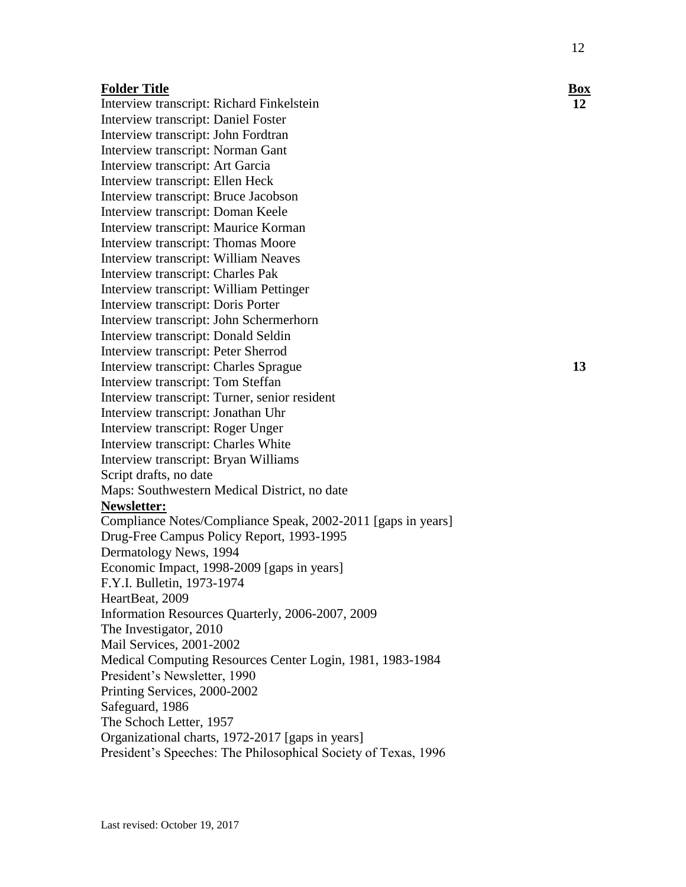| Folder Title | Box |
| --- | --- |
| Interview transcript: Richard Finkelstein | 12 |
| Interview transcript: Daniel Foster | |
| Interview transcript: John Fordtran | |
| Interview transcript: Norman Gant | |
| Interview transcript: Art Garcia | |
| Interview transcript: Ellen Heck | |
| Interview transcript: Bruce Jacobson | |
| Interview transcript: Doman Keele | |
| Interview transcript: Maurice Korman | |
| Interview transcript: Thomas Moore | |
| Interview transcript: William Neaves | |
| Interview transcript: Charles Pak | |
| Interview transcript: William Pettinger | |
| Interview transcript: Doris Porter | |
| Interview transcript: John Schermerhorn | |
| Interview transcript: Donald Seldin | |
| Interview transcript: Peter Sherrod | |
| Interview transcript: Charles Sprague | 13 |
| Interview transcript: Tom Steffan | |
| Interview transcript: Turner, senior resident | |
| Interview transcript: Jonathan Uhr | |
| Interview transcript: Roger Unger | |
| Interview transcript: Charles White | |
| Interview transcript: Bryan Williams | |
| Script drafts, no date | |
| Maps: Southwestern Medical District, no date | |
| **Newsletter:** | |
| Compliance Notes/Compliance Speak, 2002-2011 [gaps in years] | |
| Drug-Free Campus Policy Report, 1993-1995 | |
| Dermatology News, 1994 | |
| Economic Impact, 1998-2009 [gaps in years] | |
| F.Y.I. Bulletin, 1973-1974 | |
| HeartBeat, 2009 | |
| Information Resources Quarterly, 2006-2007, 2009 | |
| The Investigator, 2010 | |
| Mail Services, 2001-2002 | |
| Medical Computing Resources Center Login, 1981, 1983-1984 | |
| President's Newsletter, 1990 | |
| Printing Services, 2000-2002 | |
| Safeguard, 1986 | |
| The Schoch Letter, 1957 | |
| Organizational charts, 1972-2017 [gaps in years] | |
| President's Speeches: The Philosophical Society of Texas, 1996 | |

Last revised: October 19, 2017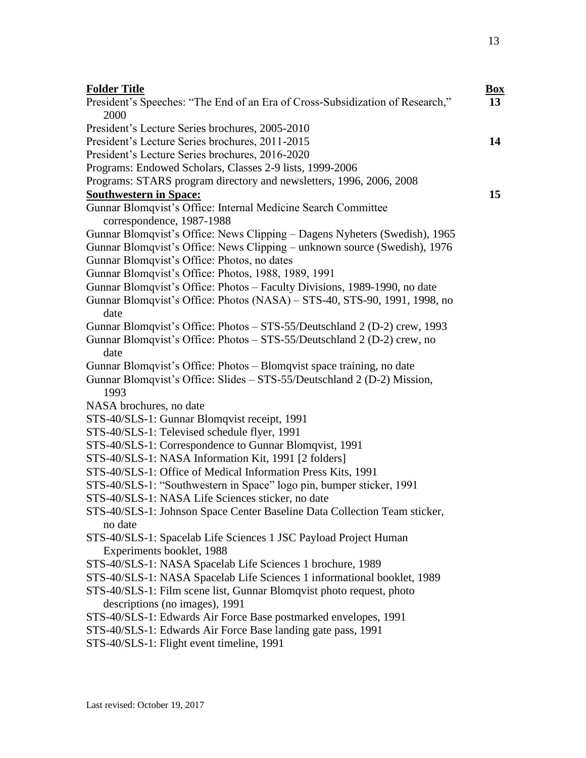| **Folder Title** | **Box** |
|---|---|
| President's Speeches: "The End of an Era of Cross-Subsidization of Research," 2000 | **13** |
| President's Lecture Series brochures, 2005-2010 | |
| President's Lecture Series brochures, 2011-2015 | **14** |
| President's Lecture Series brochures, 2016-2020 | |
| Programs: Endowed Scholars, Classes 2-9 lists, 1999-2006 | |
| Programs: STARS program directory and newsletters, 1996, 2006, 2008 | |
| **Southwestern in Space:** | **15** |
| Gunnar Blomqvist's Office: Internal Medicine Search Committee correspondence, 1987-1988 | |
| Gunnar Blomqvist's Office: News Clipping – Dagens Nyheters (Swedish), 1965 | |
| Gunnar Blomqvist's Office: News Clipping – unknown source (Swedish), 1976 | |
| Gunnar Blomqvist's Office: Photos, no dates | |
| Gunnar Blomqvist's Office: Photos, 1988, 1989, 1991 | |
| Gunnar Blomqvist's Office: Photos – Faculty Divisions, 1989-1990, no date | |
| Gunnar Blomqvist's Office: Photos (NASA) – STS-40, STS-90, 1991, 1998, no date | |
| Gunnar Blomqvist's Office: Photos – STS-55/Deutschland 2 (D-2) crew, 1993 | |
| Gunnar Blomqvist's Office: Photos – STS-55/Deutschland 2 (D-2) crew, no date | |
| Gunnar Blomqvist's Office: Photos – Blomqvist space training, no date | |
| Gunnar Blomqvist's Office: Slides – STS-55/Deutschland 2 (D-2) Mission, 1993 | |
| NASA brochures, no date | |
| STS-40/SLS-1: Gunnar Blomqvist receipt, 1991 | |
| STS-40/SLS-1: Televised schedule flyer, 1991 | |
| STS-40/SLS-1: Correspondence to Gunnar Blomqvist, 1991 | |
| STS-40/SLS-1: NASA Information Kit, 1991 [2 folders] | |
| STS-40/SLS-1: Office of Medical Information Press Kits, 1991 | |
| STS-40/SLS-1: "Southwestern in Space" logo pin, bumper sticker, 1991 | |
| STS-40/SLS-1: NASA Life Sciences sticker, no date | |
| STS-40/SLS-1: Johnson Space Center Baseline Data Collection Team sticker, no date | |
| STS-40/SLS-1: Spacelab Life Sciences 1 JSC Payload Project Human Experiments booklet, 1988 | |
| STS-40/SLS-1: NASA Spacelab Life Sciences 1 brochure, 1989 | |
| STS-40/SLS-1: NASA Spacelab Life Sciences 1 informational booklet, 1989 | |
| STS-40/SLS-1: Film scene list, Gunnar Blomqvist photo request, photo descriptions (no images), 1991 | |
| STS-40/SLS-1: Edwards Air Force Base postmarked envelopes, 1991 | |
| STS-40/SLS-1: Edwards Air Force Base landing gate pass, 1991 | |
| STS-40/SLS-1: Flight event timeline, 1991 | |

Last revised: October 19, 2017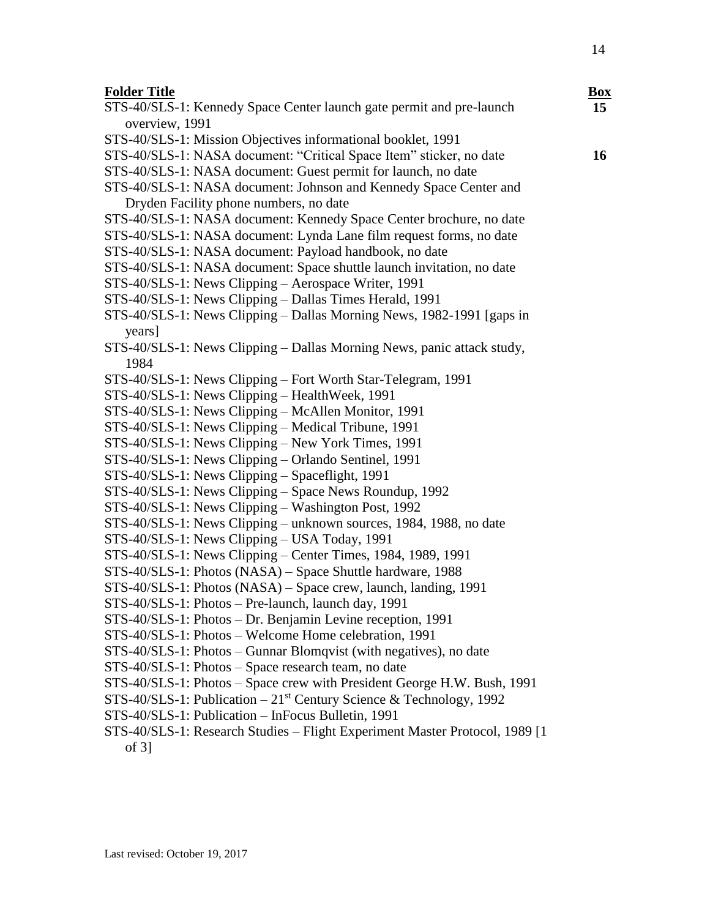| Folder Title | Box |
|---|---|
| STS-40/SLS-1: Kennedy Space Center launch gate permit and pre-launch overview, 1991 | **15** |
| STS-40/SLS-1: Mission Objectives informational booklet, 1991 | |
| STS-40/SLS-1: NASA document: "Critical Space Item" sticker, no date | **16** |
| STS-40/SLS-1: NASA document: Guest permit for launch, no date | |
| STS-40/SLS-1: NASA document: Johnson and Kennedy Space Center and Dryden Facility phone numbers, no date | |
| STS-40/SLS-1: NASA document: Kennedy Space Center brochure, no date | |
| STS-40/SLS-1: NASA document: Lynda Lane film request forms, no date | |
| STS-40/SLS-1: NASA document: Payload handbook, no date | |
| STS-40/SLS-1: NASA document: Space shuttle launch invitation, no date | |
| STS-40/SLS-1: News Clipping – Aerospace Writer, 1991 | |
| STS-40/SLS-1: News Clipping – Dallas Times Herald, 1991 | |
| STS-40/SLS-1: News Clipping – Dallas Morning News, 1982-1991 [gaps in years] | |
| STS-40/SLS-1: News Clipping – Dallas Morning News, panic attack study, 1984 | |
| STS-40/SLS-1: News Clipping – Fort Worth Star-Telegram, 1991 | |
| STS-40/SLS-1: News Clipping – HealthWeek, 1991 | |
| STS-40/SLS-1: News Clipping – McAllen Monitor, 1991 | |
| STS-40/SLS-1: News Clipping – Medical Tribune, 1991 | |
| STS-40/SLS-1: News Clipping – New York Times, 1991 | |
| STS-40/SLS-1: News Clipping – Orlando Sentinel, 1991 | |
| STS-40/SLS-1: News Clipping – Spaceflight, 1991 | |
| STS-40/SLS-1: News Clipping – Space News Roundup, 1992 | |
| STS-40/SLS-1: News Clipping – Washington Post, 1992 | |
| STS-40/SLS-1: News Clipping – unknown sources, 1984, 1988, no date | |
| STS-40/SLS-1: News Clipping – USA Today, 1991 | |
| STS-40/SLS-1: News Clipping – Center Times, 1984, 1989, 1991 | |
| STS-40/SLS-1: Photos (NASA) – Space Shuttle hardware, 1988 | |
| STS-40/SLS-1: Photos (NASA) – Space crew, launch, landing, 1991 | |
| STS-40/SLS-1: Photos – Pre-launch, launch day, 1991 | |
| STS-40/SLS-1: Photos – Dr. Benjamin Levine reception, 1991 | |
| STS-40/SLS-1: Photos – Welcome Home celebration, 1991 | |
| STS-40/SLS-1: Photos – Gunnar Blomqvist (with negatives), no date | |
| STS-40/SLS-1: Photos – Space research team, no date | |
| STS-40/SLS-1: Photos – Space crew with President George H.W. Bush, 1991 | |
| STS-40/SLS-1: Publication – 21st Century Science & Technology, 1992 | |
| STS-40/SLS-1: Publication – InFocus Bulletin, 1991 | |
| STS-40/SLS-1: Research Studies – Flight Experiment Master Protocol, 1989 [1 of 3] | |

Last revised: October 19, 2017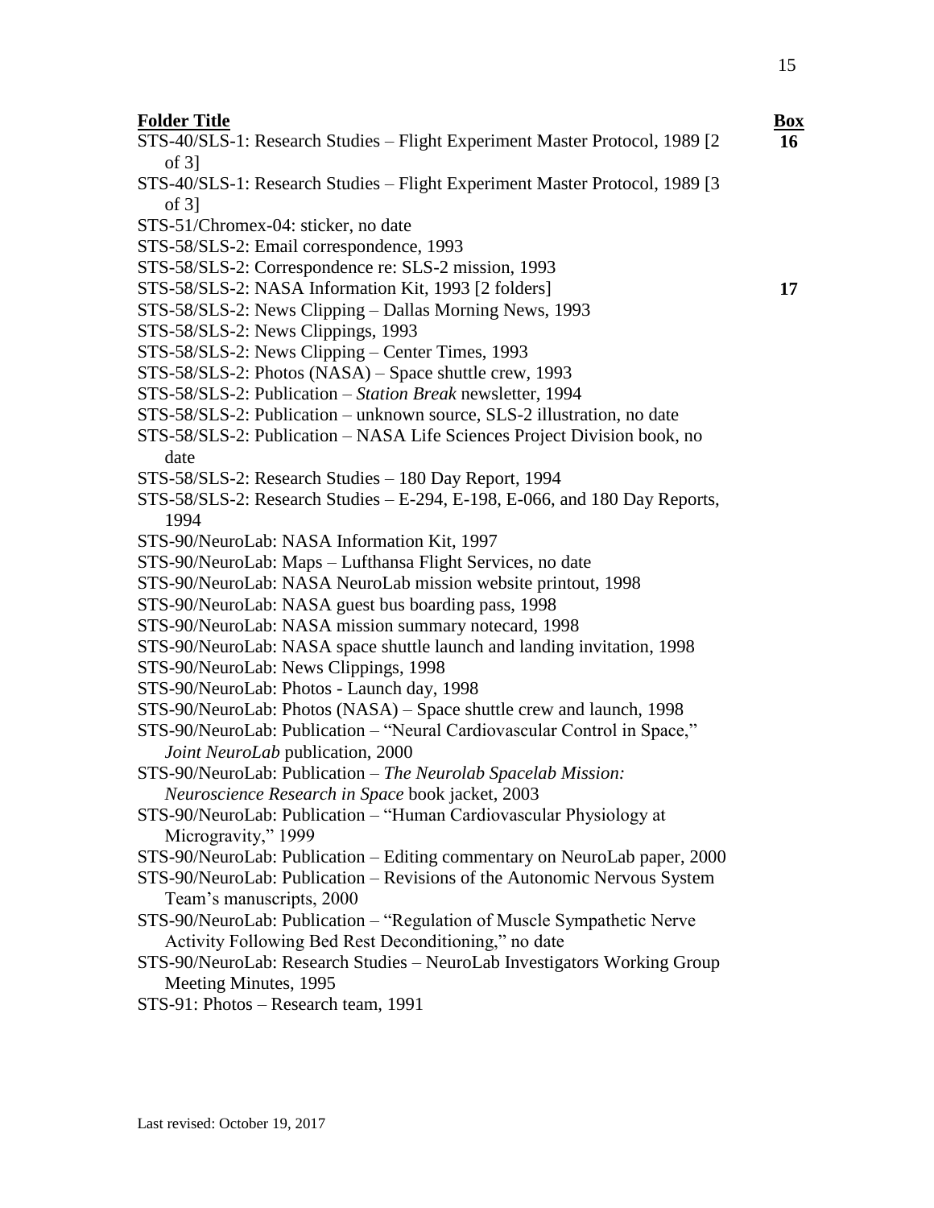| Folder Title | Box |
|---|---|
| STS-40/SLS-1: Research Studies – Flight Experiment Master Protocol, 1989 [2 of 3] | **16** |
| STS-40/SLS-1: Research Studies – Flight Experiment Master Protocol, 1989 [3 of 3] | |
| STS-51/Chromex-04: sticker, no date | |
| STS-58/SLS-2: Email correspondence, 1993 | |
| STS-58/SLS-2: Correspondence re: SLS-2 mission, 1993 | |
| STS-58/SLS-2: NASA Information Kit, 1993 [2 folders] | **17** |
| STS-58/SLS-2: News Clipping – Dallas Morning News, 1993 | |
| STS-58/SLS-2: News Clippings, 1993 | |
| STS-58/SLS-2: News Clipping – Center Times, 1993 | |
| STS-58/SLS-2: Photos (NASA) – Space shuttle crew, 1993 | |
| STS-58/SLS-2: Publication – *Station Break* newsletter, 1994 | |
| STS-58/SLS-2: Publication – unknown source, SLS-2 illustration, no date | |
| STS-58/SLS-2: Publication – NASA Life Sciences Project Division book, no date | |
| STS-58/SLS-2: Research Studies – 180 Day Report, 1994 | |
| STS-58/SLS-2: Research Studies – E-294, E-198, E-066, and 180 Day Reports, 1994 | |
| STS-90/NeuroLab: NASA Information Kit, 1997 | |
| STS-90/NeuroLab: Maps – Lufthansa Flight Services, no date | |
| STS-90/NeuroLab: NASA NeuroLab mission website printout, 1998 | |
| STS-90/NeuroLab: NASA guest bus boarding pass, 1998 | |
| STS-90/NeuroLab: NASA mission summary notecard, 1998 | |
| STS-90/NeuroLab: NASA space shuttle launch and landing invitation, 1998 | |
| STS-90/NeuroLab: News Clippings, 1998 | |
| STS-90/NeuroLab: Photos - Launch day, 1998 | |
| STS-90/NeuroLab: Photos (NASA) – Space shuttle crew and launch, 1998 | |
| STS-90/NeuroLab: Publication – "Neural Cardiovascular Control in Space," *Joint NeuroLab* publication, 2000 | |
| STS-90/NeuroLab: Publication – *The Neurolab Spacelab Mission: Neuroscience Research in Space* book jacket, 2003 | |
| STS-90/NeuroLab: Publication – "Human Cardiovascular Physiology at Microgravity," 1999 | |
| STS-90/NeuroLab: Publication – Editing commentary on NeuroLab paper, 2000 | |
| STS-90/NeuroLab: Publication – Revisions of the Autonomic Nervous System Team's manuscripts, 2000 | |
| STS-90/NeuroLab: Publication – "Regulation of Muscle Sympathetic Nerve Activity Following Bed Rest Deconditioning," no date | |
| STS-90/NeuroLab: Research Studies – NeuroLab Investigators Working Group Meeting Minutes, 1995 | |
| STS-91: Photos – Research team, 1991 | |

Last revised: October 19, 2017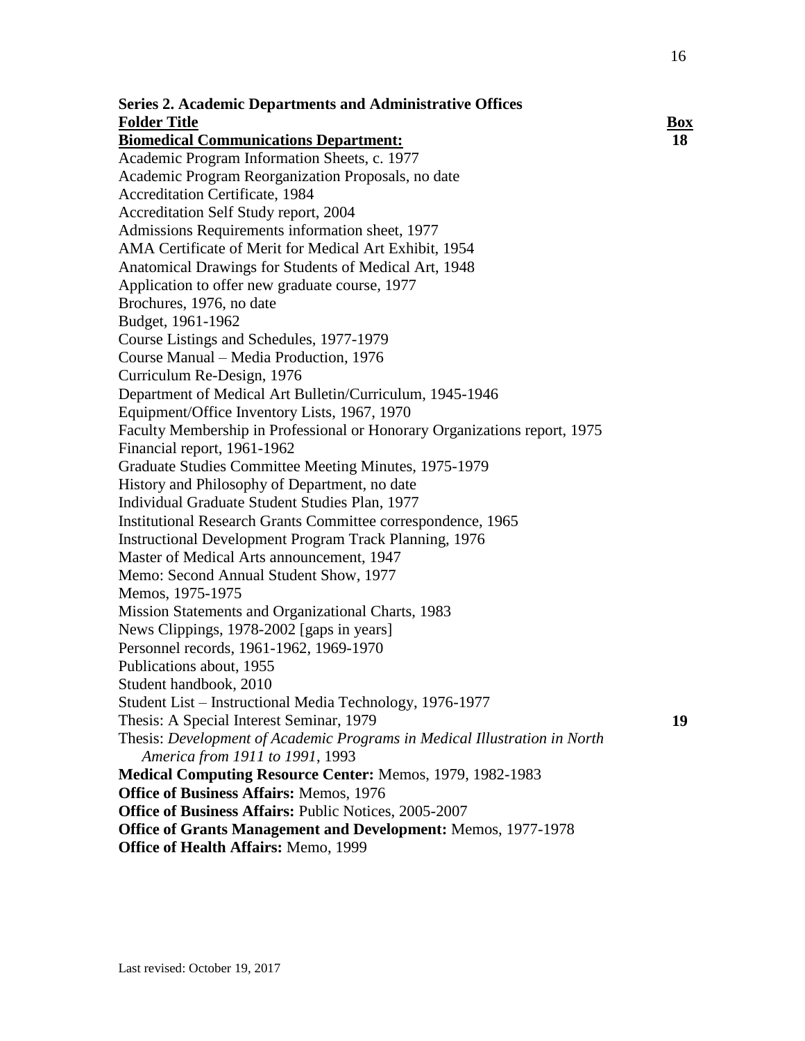**Series 2. Academic Departments and Administrative Offices**

| Folder Title | Box |
|---|---|
| **Biomedical Communications Department:** | **18** |
| Academic Program Information Sheets, c. 1977 | |
| Academic Program Reorganization Proposals, no date | |
| Accreditation Certificate, 1984 | |
| Accreditation Self Study report, 2004 | |
| Admissions Requirements information sheet, 1977 | |
| AMA Certificate of Merit for Medical Art Exhibit, 1954 | |
| Anatomical Drawings for Students of Medical Art, 1948 | |
| Application to offer new graduate course, 1977 | |
| Brochures, 1976, no date | |
| Budget, 1961-1962 | |
| Course Listings and Schedules, 1977-1979 | |
| Course Manual – Media Production, 1976 | |
| Curriculum Re-Design, 1976 | |
| Department of Medical Art Bulletin/Curriculum, 1945-1946 | |
| Equipment/Office Inventory Lists, 1967, 1970 | |
| Faculty Membership in Professional or Honorary Organizations report, 1975 | |
| Financial report, 1961-1962 | |
| Graduate Studies Committee Meeting Minutes, 1975-1979 | |
| History and Philosophy of Department, no date | |
| Individual Graduate Student Studies Plan, 1977 | |
| Institutional Research Grants Committee correspondence, 1965 | |
| Instructional Development Program Track Planning, 1976 | |
| Master of Medical Arts announcement, 1947 | |
| Memo: Second Annual Student Show, 1977 | |
| Memos, 1975-1975 | |
| Mission Statements and Organizational Charts, 1983 | |
| News Clippings, 1978-2002 [gaps in years] | |
| Personnel records, 1961-1962, 1969-1970 | |
| Publications about, 1955 | |
| Student handbook, 2010 | |
| Student List – Instructional Media Technology, 1976-1977 | |
| Thesis: A Special Interest Seminar, 1979 | **19** |
| Thesis: *Development of Academic Programs in Medical Illustration in North America from 1911 to 1991*, 1993 | |
| **Medical Computing Resource Center:** Memos, 1979, 1982-1983 | |
| **Office of Business Affairs:** Memos, 1976 | |
| **Office of Business Affairs:** Public Notices, 2005-2007 | |
| **Office of Grants Management and Development:** Memos, 1977-1978 | |
| **Office of Health Affairs:** Memo, 1999 | |

Last revised: October 19, 2017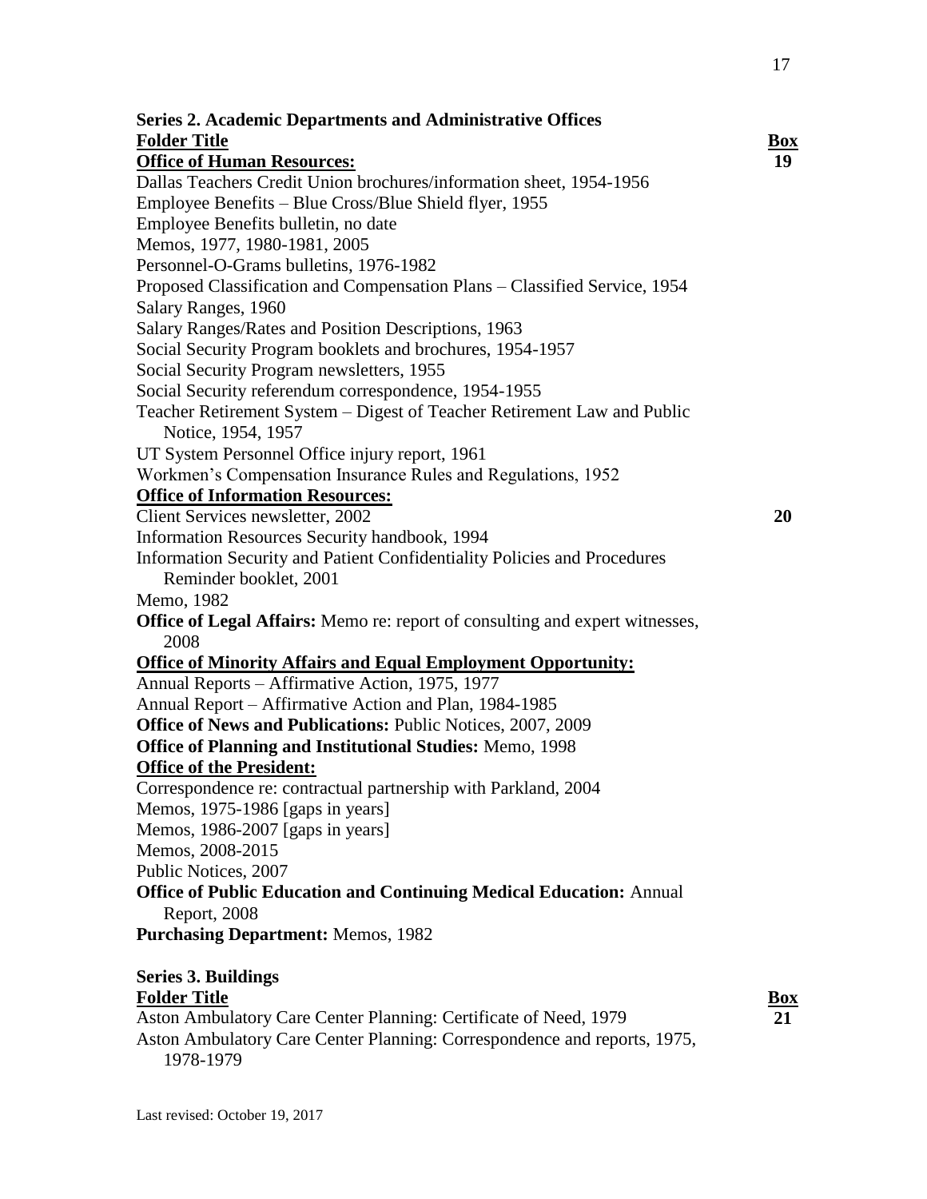**Series 2. Academic Departments and Administrative Offices**

| Folder Title | Box |
|---|---|
| **Office of Human Resources:** | **19** |
| Dallas Teachers Credit Union brochures/information sheet, 1954-1956 | |
| Employee Benefits – Blue Cross/Blue Shield flyer, 1955 | |
| Employee Benefits bulletin, no date | |
| Memos, 1977, 1980-1981, 2005 | |
| Personnel-O-Grams bulletins, 1976-1982 | |
| Proposed Classification and Compensation Plans – Classified Service, 1954 | |
| Salary Ranges, 1960 | |
| Salary Ranges/Rates and Position Descriptions, 1963 | |
| Social Security Program booklets and brochures, 1954-1957 | |
| Social Security Program newsletters, 1955 | |
| Social Security referendum correspondence, 1954-1955 | |
| Teacher Retirement System – Digest of Teacher Retirement Law and Public Notice, 1954, 1957 | |
| UT System Personnel Office injury report, 1961 | |
| Workmen's Compensation Insurance Rules and Regulations, 1952 | |
| **Office of Information Resources:** | |
| Client Services newsletter, 2002 | **20** |
| Information Resources Security handbook, 1994 | |
| Information Security and Patient Confidentiality Policies and Procedures Reminder booklet, 2001 | |
| Memo, 1982 | |
| **Office of Legal Affairs:** Memo re: report of consulting and expert witnesses, 2008 | |
| **Office of Minority Affairs and Equal Employment Opportunity:** | |
| Annual Reports – Affirmative Action, 1975, 1977 | |
| Annual Report – Affirmative Action and Plan, 1984-1985 | |
| **Office of News and Publications:** Public Notices, 2007, 2009 | |
| **Office of Planning and Institutional Studies:** Memo, 1998 | |
| **Office of the President:** | |
| Correspondence re: contractual partnership with Parkland, 2004 | |
| Memos, 1975-1986 [gaps in years] | |
| Memos, 1986-2007 [gaps in years] | |
| Memos, 2008-2015 | |
| Public Notices, 2007 | |
| **Office of Public Education and Continuing Medical Education:** Annual Report, 2008 | |
| **Purchasing Department:** Memos, 1982 | |

**Series 3. Buildings**

| Folder Title | Box |
|---|---|
| Aston Ambulatory Care Center Planning: Certificate of Need, 1979 | **21** |
| Aston Ambulatory Care Center Planning: Correspondence and reports, 1975, 1978-1979 | |

Last revised: October 19, 2017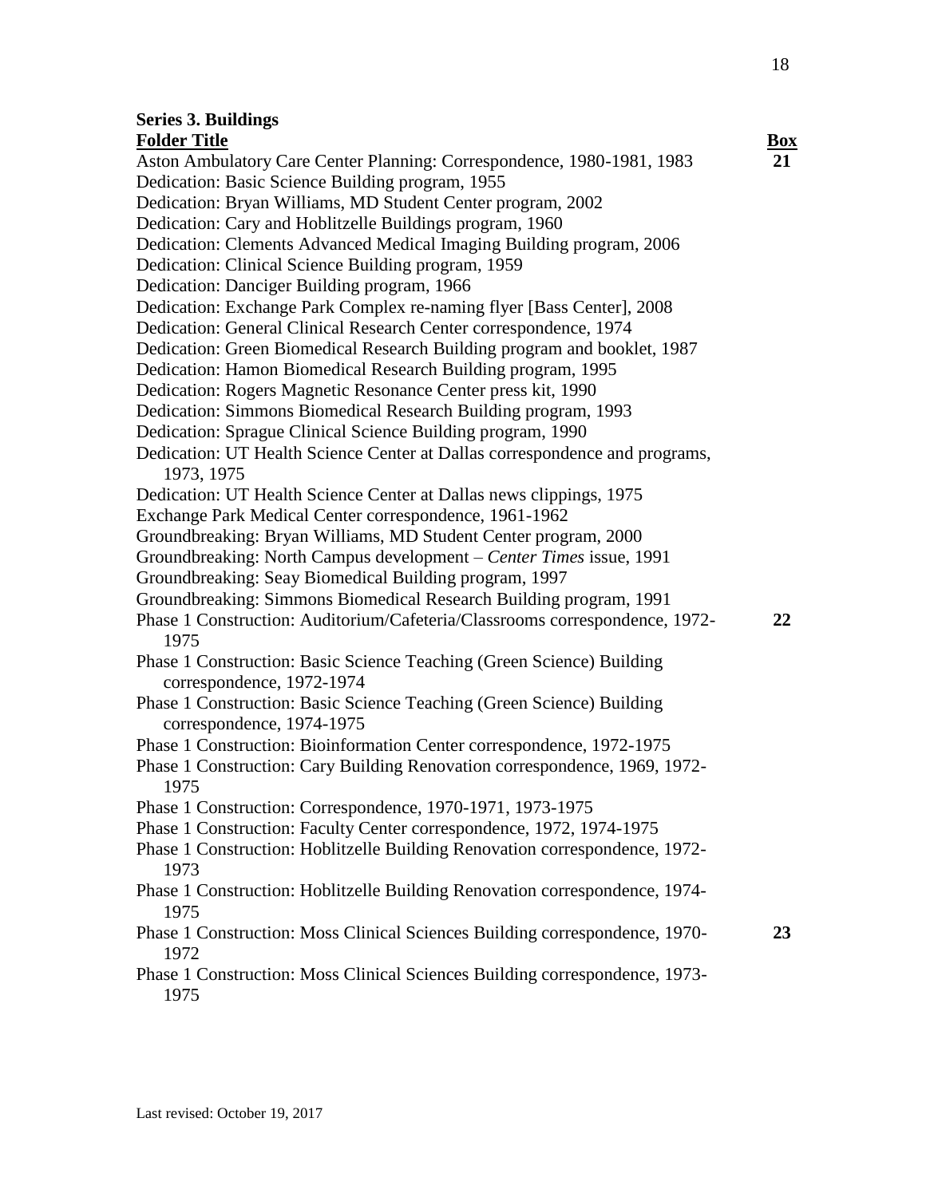**Series 3. Buildings**

| Folder Title | Box |
|---|---|
| Aston Ambulatory Care Center Planning: Correspondence, 1980-1981, 1983 | 21 |
| Dedication: Basic Science Building program, 1955 | |
| Dedication: Bryan Williams, MD Student Center program, 2002 | |
| Dedication: Cary and Hoblitzelle Buildings program, 1960 | |
| Dedication: Clements Advanced Medical Imaging Building program, 2006 | |
| Dedication: Clinical Science Building program, 1959 | |
| Dedication: Danciger Building program, 1966 | |
| Dedication: Exchange Park Complex re-naming flyer [Bass Center], 2008 | |
| Dedication: General Clinical Research Center correspondence, 1974 | |
| Dedication: Green Biomedical Research Building program and booklet, 1987 | |
| Dedication: Hamon Biomedical Research Building program, 1995 | |
| Dedication: Rogers Magnetic Resonance Center press kit, 1990 | |
| Dedication: Simmons Biomedical Research Building program, 1993 | |
| Dedication: Sprague Clinical Science Building program, 1990 | |
| Dedication: UT Health Science Center at Dallas correspondence and programs, 1973, 1975 | |
| Dedication: UT Health Science Center at Dallas news clippings, 1975 | |
| Exchange Park Medical Center correspondence, 1961-1962 | |
| Groundbreaking: Bryan Williams, MD Student Center program, 2000 | |
| Groundbreaking: North Campus development – *Center Times* issue, 1991 | |
| Groundbreaking: Seay Biomedical Building program, 1997 | |
| Groundbreaking: Simmons Biomedical Research Building program, 1991 | |
| Phase 1 Construction: Auditorium/Cafeteria/Classrooms correspondence, 1972-1975 | 22 |
| Phase 1 Construction: Basic Science Teaching (Green Science) Building correspondence, 1972-1974 | |
| Phase 1 Construction: Basic Science Teaching (Green Science) Building correspondence, 1974-1975 | |
| Phase 1 Construction: Bioinformation Center correspondence, 1972-1975 | |
| Phase 1 Construction: Cary Building Renovation correspondence, 1969, 1972-1975 | |
| Phase 1 Construction: Correspondence, 1970-1971, 1973-1975 | |
| Phase 1 Construction: Faculty Center correspondence, 1972, 1974-1975 | |
| Phase 1 Construction: Hoblitzelle Building Renovation correspondence, 1972-1973 | |
| Phase 1 Construction: Hoblitzelle Building Renovation correspondence, 1974-1975 | |
| Phase 1 Construction: Moss Clinical Sciences Building correspondence, 1970-1972 | 23 |
| Phase 1 Construction: Moss Clinical Sciences Building correspondence, 1973-1975 | |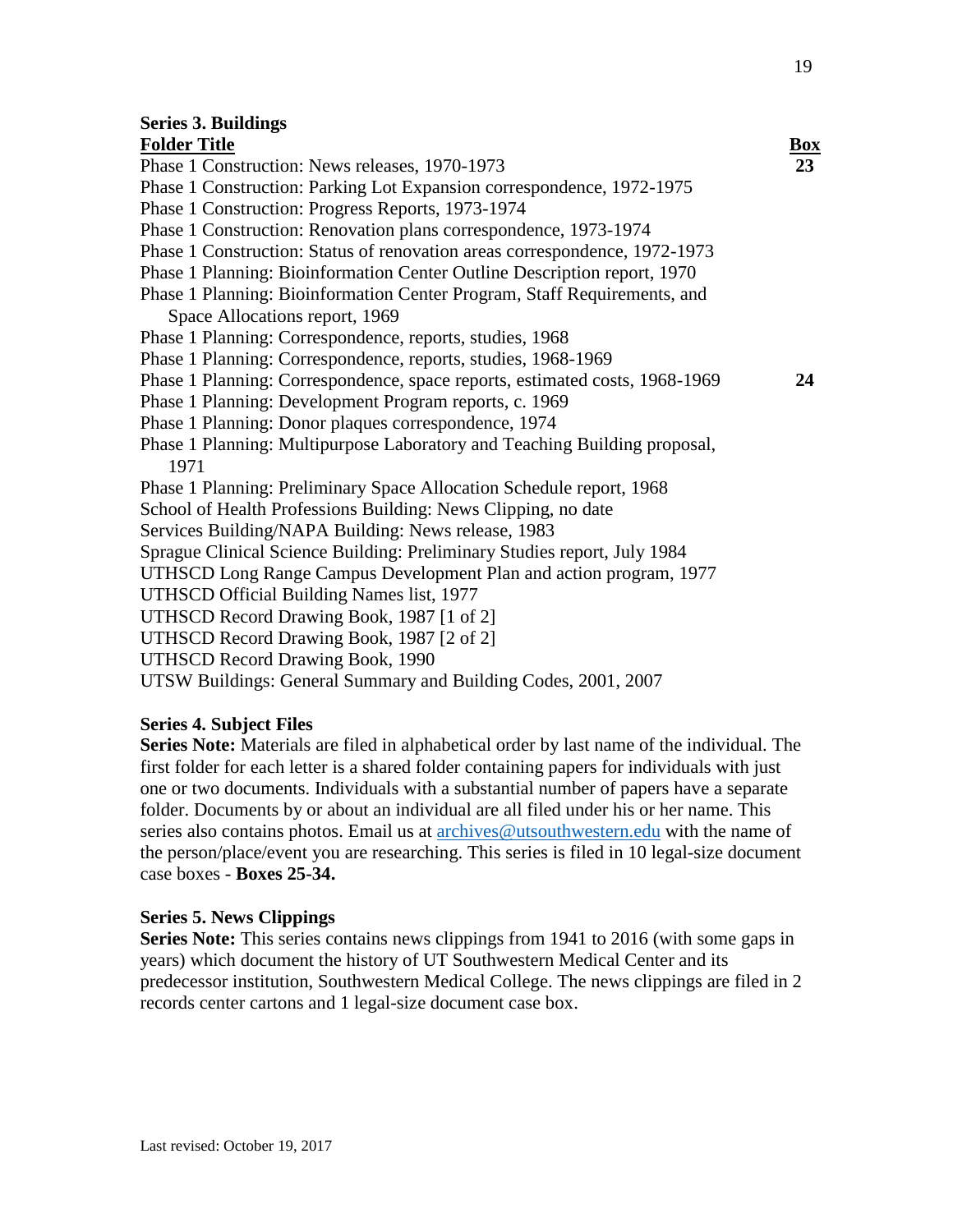### Series 3. Buildings

| Folder Title | Box |
|---|---|
| Phase 1 Construction: News releases, 1970-1973 | 23 |
| Phase 1 Construction: Parking Lot Expansion correspondence, 1972-1975 | |
| Phase 1 Construction: Progress Reports, 1973-1974 | |
| Phase 1 Construction: Renovation plans correspondence, 1973-1974 | |
| Phase 1 Construction: Status of renovation areas correspondence, 1972-1973 | |
| Phase 1 Planning: Bioinformation Center Outline Description report, 1970 | |
| Phase 1 Planning: Bioinformation Center Program, Staff Requirements, and Space Allocations report, 1969 | |
| Phase 1 Planning: Correspondence, reports, studies, 1968 | |
| Phase 1 Planning: Correspondence, reports, studies, 1968-1969 | |
| Phase 1 Planning: Correspondence, space reports, estimated costs, 1968-1969 | 24 |
| Phase 1 Planning: Development Program reports, c. 1969 | |
| Phase 1 Planning: Donor plaques correspondence, 1974 | |
| Phase 1 Planning: Multipurpose Laboratory and Teaching Building proposal, 1971 | |
| Phase 1 Planning: Preliminary Space Allocation Schedule report, 1968 | |
| School of Health Professions Building: News Clipping, no date | |
| Services Building/NAPA Building: News release, 1983 | |
| Sprague Clinical Science Building: Preliminary Studies report, July 1984 | |
| UTHSCD Long Range Campus Development Plan and action program, 1977 | |
| UTHSCD Official Building Names list, 1977 | |
| UTHSCD Record Drawing Book, 1987 [1 of 2] | |
| UTHSCD Record Drawing Book, 1987 [2 of 2] | |
| UTHSCD Record Drawing Book, 1990 | |
| UTSW Buildings: General Summary and Building Codes, 2001, 2007 | |

### Series 4. Subject Files

**Series Note:** Materials are filed in alphabetical order by last name of the individual. The first folder for each letter is a shared folder containing papers for individuals with just one or two documents. Individuals with a substantial number of papers have a separate folder. Documents by or about an individual are all filed under his or her name. This series also contains photos. Email us at archives@utsouthwestern.edu with the name of the person/place/event you are researching. This series is filed in 10 legal-size document case boxes - **Boxes 25-34.**

### Series 5. News Clippings

**Series Note:** This series contains news clippings from 1941 to 2016 (with some gaps in years) which document the history of UT Southwestern Medical Center and its predecessor institution, Southwestern Medical College. The news clippings are filed in 2 records center cartons and 1 legal-size document case box.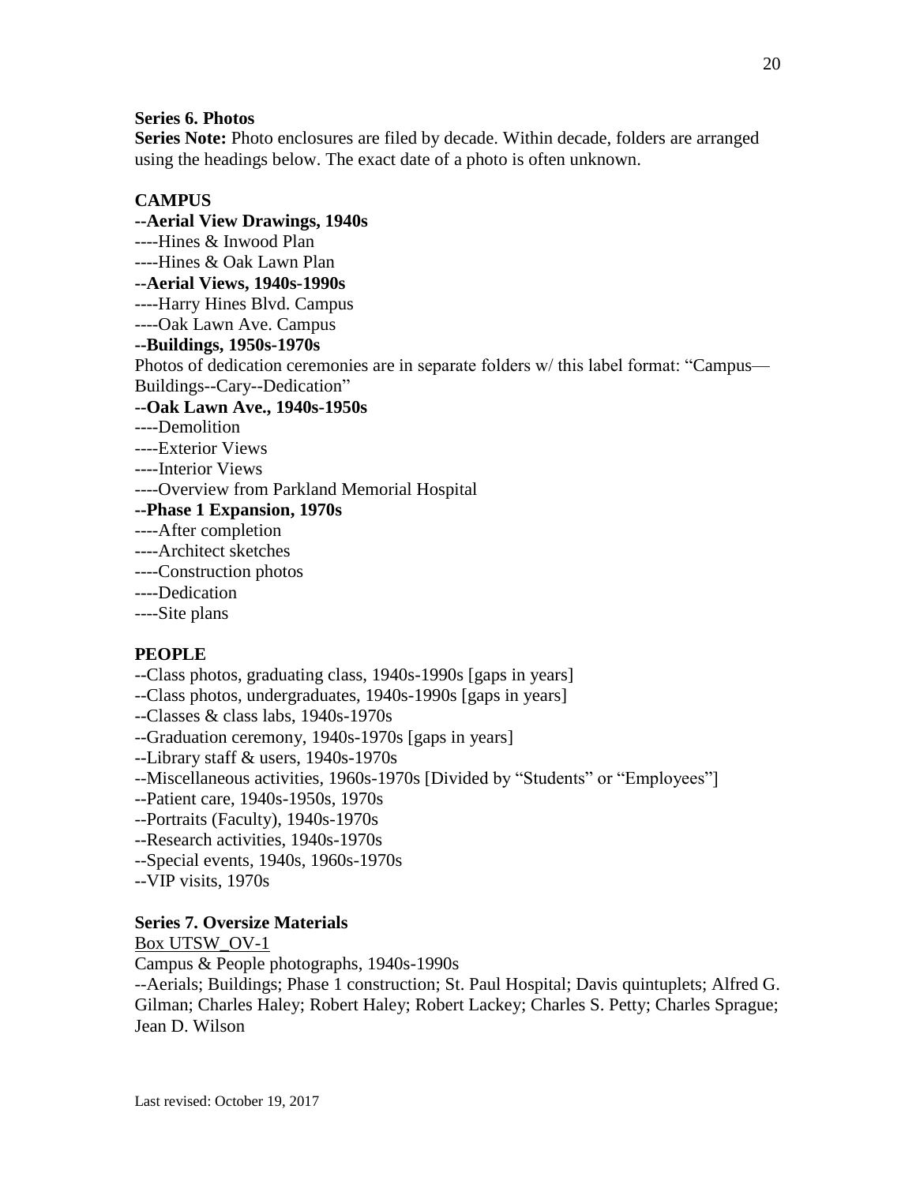**Series 6. Photos**

**Series Note:** Photo enclosures are filed by decade. Within decade, folders are arranged using the headings below. The exact date of a photo is often unknown.

**CAMPUS**

**--Aerial View Drawings, 1940s**

----Hines & Inwood Plan

----Hines & Oak Lawn Plan

**--Aerial Views, 1940s-1990s**

----Harry Hines Blvd. Campus

----Oak Lawn Ave. Campus

**--Buildings, 1950s-1970s**

Photos of dedication ceremonies are in separate folders w/ this label format: "Campus—Buildings--Cary--Dedication"

**--Oak Lawn Ave., 1940s-1950s**

----Demolition

----Exterior Views

----Interior Views

----Overview from Parkland Memorial Hospital

**--Phase 1 Expansion, 1970s**

----After completion

----Architect sketches

----Construction photos

----Dedication

----Site plans

**PEOPLE**

--Class photos, graduating class, 1940s-1990s [gaps in years]

--Class photos, undergraduates, 1940s-1990s [gaps in years]

--Classes & class labs, 1940s-1970s

--Graduation ceremony, 1940s-1970s [gaps in years]

--Library staff & users, 1940s-1970s

--Miscellaneous activities, 1960s-1970s [Divided by "Students" or "Employees"]

--Patient care, 1940s-1950s, 1970s

--Portraits (Faculty), 1940s-1970s

--Research activities, 1940s-1970s

--Special events, 1940s, 1960s-1970s

--VIP visits, 1970s

**Series 7. Oversize Materials**

Box UTSW_OV-1

Campus & People photographs, 1940s-1990s

--Aerials; Buildings; Phase 1 construction; St. Paul Hospital; Davis quintuplets; Alfred G. Gilman; Charles Haley; Robert Haley; Robert Lackey; Charles S. Petty; Charles Sprague; Jean D. Wilson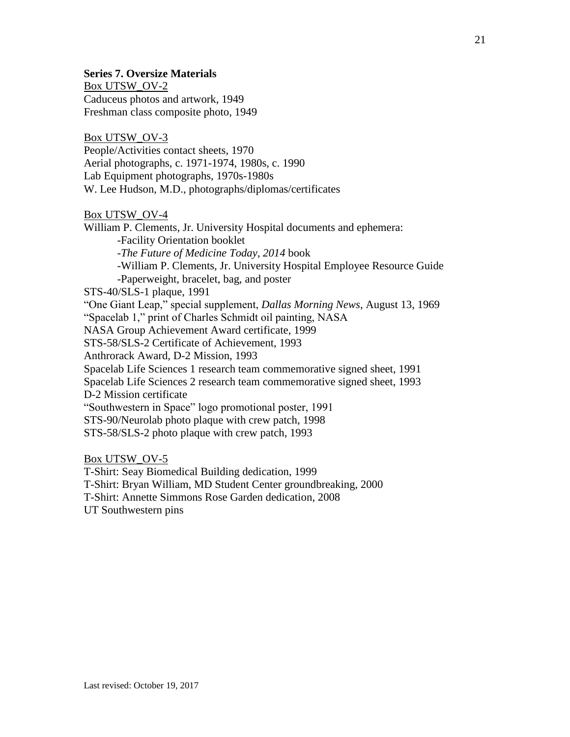**Series 7. Oversize Materials**

Box UTSW_OV-2

Caduceus photos and artwork, 1949
Freshman class composite photo, 1949

Box UTSW_OV-3

People/Activities contact sheets, 1970
Aerial photographs, c. 1971-1974, 1980s, c. 1990
Lab Equipment photographs, 1970s-1980s
W. Lee Hudson, M.D., photographs/diplomas/certificates

Box UTSW_OV-4

William P. Clements, Jr. University Hospital documents and ephemera:

- -Facility Orientation booklet
- -*The Future of Medicine Today, 2014* book
- -William P. Clements, Jr. University Hospital Employee Resource Guide
- -Paperweight, bracelet, bag, and poster

STS-40/SLS-1 plaque, 1991
"One Giant Leap," special supplement, *Dallas Morning News*, August 13, 1969
"Spacelab 1," print of Charles Schmidt oil painting, NASA
NASA Group Achievement Award certificate, 1999
STS-58/SLS-2 Certificate of Achievement, 1993
Anthrorack Award, D-2 Mission, 1993
Spacelab Life Sciences 1 research team commemorative signed sheet, 1991
Spacelab Life Sciences 2 research team commemorative signed sheet, 1993
D-2 Mission certificate
"Southwestern in Space" logo promotional poster, 1991
STS-90/Neurolab photo plaque with crew patch, 1998
STS-58/SLS-2 photo plaque with crew patch, 1993

Box UTSW_OV-5

T-Shirt: Seay Biomedical Building dedication, 1999
T-Shirt: Bryan William, MD Student Center groundbreaking, 2000
T-Shirt: Annette Simmons Rose Garden dedication, 2008
UT Southwestern pins

Last revised: October 19, 2017